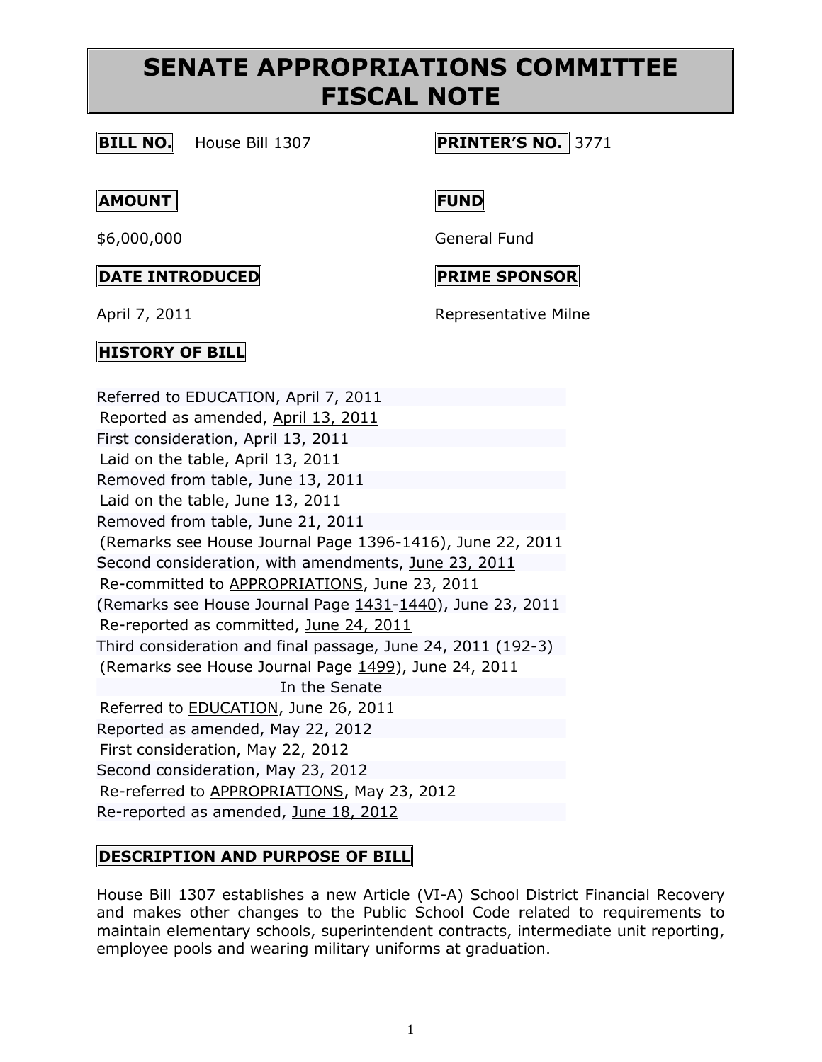# SENATE APPROPRIATIONS COMMITTEE FISCAL NOTE

**BILL NO.** House Bill 1307

**PRINTER'S NO.** 3771

**AMOUNT**

$6,000,000

**FUND**

General Fund

**DATE INTRODUCED**

April 7, 2011

**PRIME SPONSOR**

Representative Milne

**HISTORY OF BILL**

Referred to EDUCATION, April 7, 2011
Reported as amended, April 13, 2011
First consideration, April 13, 2011
Laid on the table, April 13, 2011
Removed from table, June 13, 2011
Laid on the table, June 13, 2011
Removed from table, June 21, 2011
(Remarks see House Journal Page 1396-1416), June 22, 2011
Second consideration, with amendments, June 23, 2011
Re-committed to APPROPRIATIONS, June 23, 2011
(Remarks see House Journal Page 1431-1440), June 23, 2011
Re-reported as committed, June 24, 2011
Third consideration and final passage, June 24, 2011 (192-3)
(Remarks see House Journal Page 1499), June 24, 2011

In the Senate

Referred to EDUCATION, June 26, 2011
Reported as amended, May 22, 2012
First consideration, May 22, 2012
Second consideration, May 23, 2012
Re-referred to APPROPRIATIONS, May 23, 2012
Re-reported as amended, June 18, 2012

**DESCRIPTION AND PURPOSE OF BILL**

House Bill 1307 establishes a new Article (VI-A) School District Financial Recovery and makes other changes to the Public School Code related to requirements to maintain elementary schools, superintendent contracts, intermediate unit reporting, employee pools and wearing military uniforms at graduation.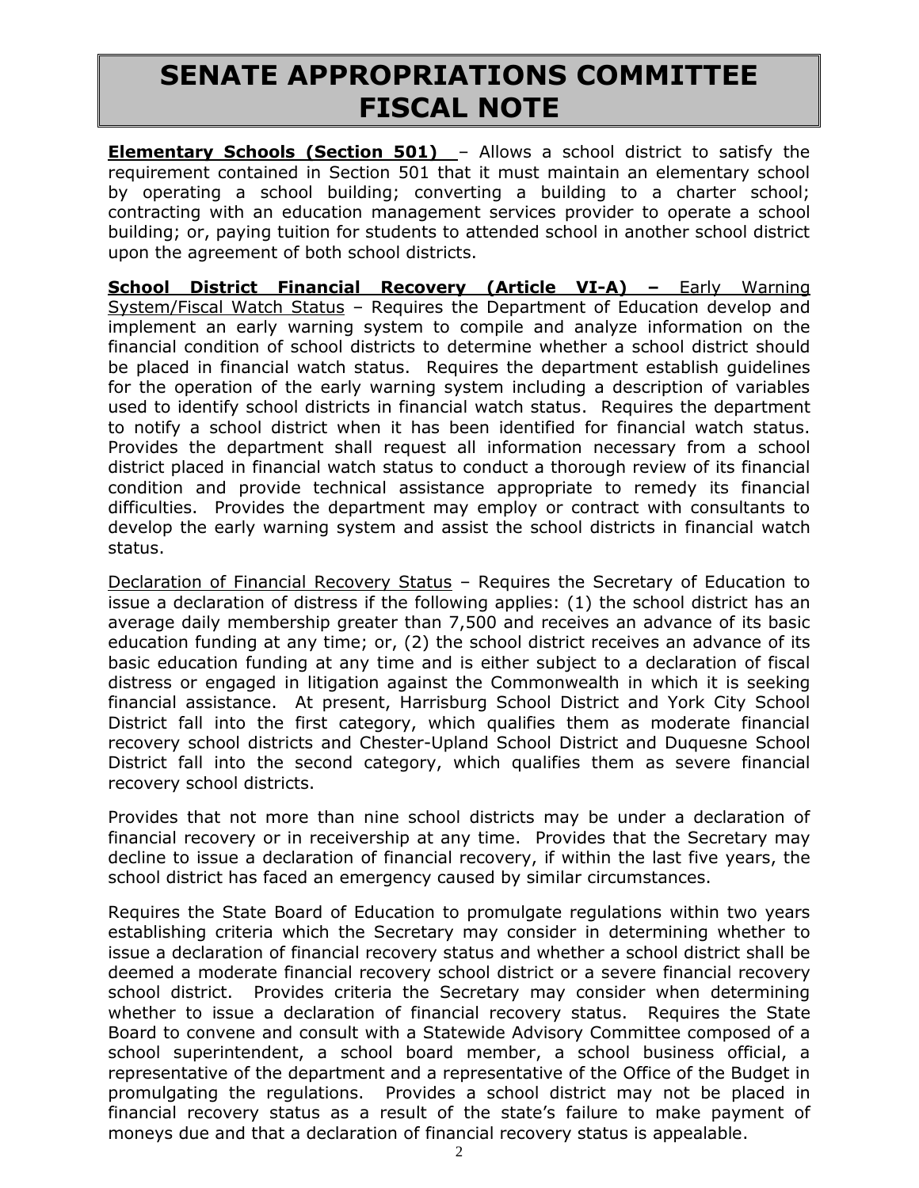# SENATE APPROPRIATIONS COMMITTEE FISCAL NOTE

**Elementary Schools (Section 501)** – Allows a school district to satisfy the requirement contained in Section 501 that it must maintain an elementary school by operating a school building; converting a building to a charter school; contracting with an education management services provider to operate a school building; or, paying tuition for students to attended school in another school district upon the agreement of both school districts.

**School District Financial Recovery (Article VI-A) –** Early Warning System/Fiscal Watch Status – Requires the Department of Education develop and implement an early warning system to compile and analyze information on the financial condition of school districts to determine whether a school district should be placed in financial watch status. Requires the department establish guidelines for the operation of the early warning system including a description of variables used to identify school districts in financial watch status. Requires the department to notify a school district when it has been identified for financial watch status. Provides the department shall request all information necessary from a school district placed in financial watch status to conduct a thorough review of its financial condition and provide technical assistance appropriate to remedy its financial difficulties. Provides the department may employ or contract with consultants to develop the early warning system and assist the school districts in financial watch status.

Declaration of Financial Recovery Status – Requires the Secretary of Education to issue a declaration of distress if the following applies: (1) the school district has an average daily membership greater than 7,500 and receives an advance of its basic education funding at any time; or, (2) the school district receives an advance of its basic education funding at any time and is either subject to a declaration of fiscal distress or engaged in litigation against the Commonwealth in which it is seeking financial assistance. At present, Harrisburg School District and York City School District fall into the first category, which qualifies them as moderate financial recovery school districts and Chester-Upland School District and Duquesne School District fall into the second category, which qualifies them as severe financial recovery school districts.

Provides that not more than nine school districts may be under a declaration of financial recovery or in receivership at any time. Provides that the Secretary may decline to issue a declaration of financial recovery, if within the last five years, the school district has faced an emergency caused by similar circumstances.

Requires the State Board of Education to promulgate regulations within two years establishing criteria which the Secretary may consider in determining whether to issue a declaration of financial recovery status and whether a school district shall be deemed a moderate financial recovery school district or a severe financial recovery school district. Provides criteria the Secretary may consider when determining whether to issue a declaration of financial recovery status. Requires the State Board to convene and consult with a Statewide Advisory Committee composed of a school superintendent, a school board member, a school business official, a representative of the department and a representative of the Office of the Budget in promulgating the regulations. Provides a school district may not be placed in financial recovery status as a result of the state's failure to make payment of moneys due and that a declaration of financial recovery status is appealable.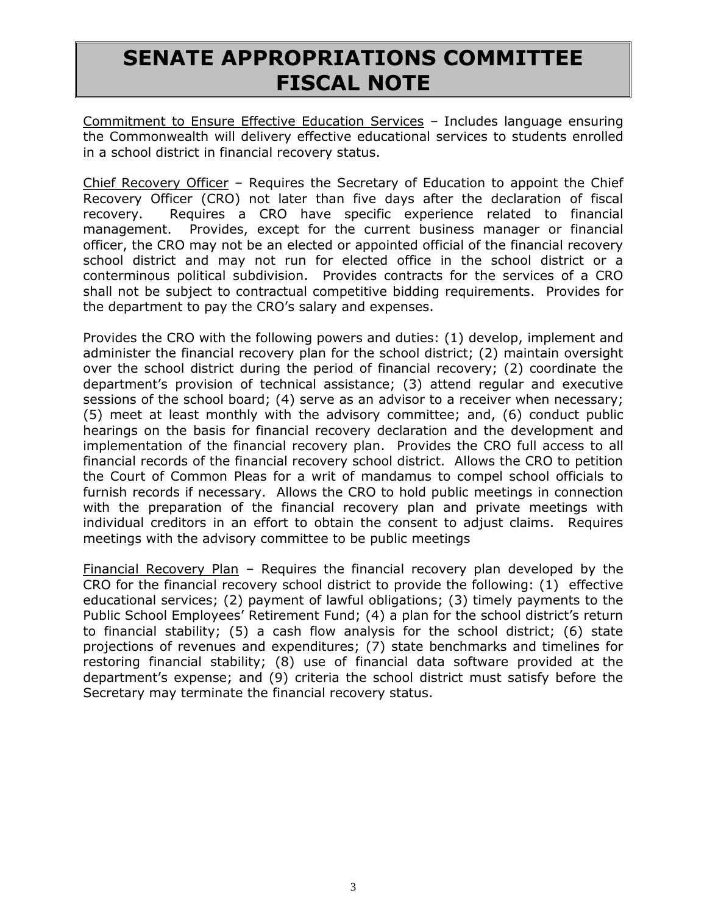# SENATE APPROPRIATIONS COMMITTEE FISCAL NOTE

Commitment to Ensure Effective Education Services – Includes language ensuring the Commonwealth will delivery effective educational services to students enrolled in a school district in financial recovery status.

Chief Recovery Officer – Requires the Secretary of Education to appoint the Chief Recovery Officer (CRO) not later than five days after the declaration of fiscal recovery. Requires a CRO have specific experience related to financial management. Provides, except for the current business manager or financial officer, the CRO may not be an elected or appointed official of the financial recovery school district and may not run for elected office in the school district or a conterminous political subdivision. Provides contracts for the services of a CRO shall not be subject to contractual competitive bidding requirements. Provides for the department to pay the CRO's salary and expenses.

Provides the CRO with the following powers and duties: (1) develop, implement and administer the financial recovery plan for the school district; (2) maintain oversight over the school district during the period of financial recovery; (2) coordinate the department's provision of technical assistance; (3) attend regular and executive sessions of the school board; (4) serve as an advisor to a receiver when necessary; (5) meet at least monthly with the advisory committee; and, (6) conduct public hearings on the basis for financial recovery declaration and the development and implementation of the financial recovery plan. Provides the CRO full access to all financial records of the financial recovery school district. Allows the CRO to petition the Court of Common Pleas for a writ of mandamus to compel school officials to furnish records if necessary. Allows the CRO to hold public meetings in connection with the preparation of the financial recovery plan and private meetings with individual creditors in an effort to obtain the consent to adjust claims. Requires meetings with the advisory committee to be public meetings

Financial Recovery Plan – Requires the financial recovery plan developed by the CRO for the financial recovery school district to provide the following: (1) effective educational services; (2) payment of lawful obligations; (3) timely payments to the Public School Employees' Retirement Fund; (4) a plan for the school district's return to financial stability; (5) a cash flow analysis for the school district; (6) state projections of revenues and expenditures; (7) state benchmarks and timelines for restoring financial stability; (8) use of financial data software provided at the department's expense; and (9) criteria the school district must satisfy before the Secretary may terminate the financial recovery status.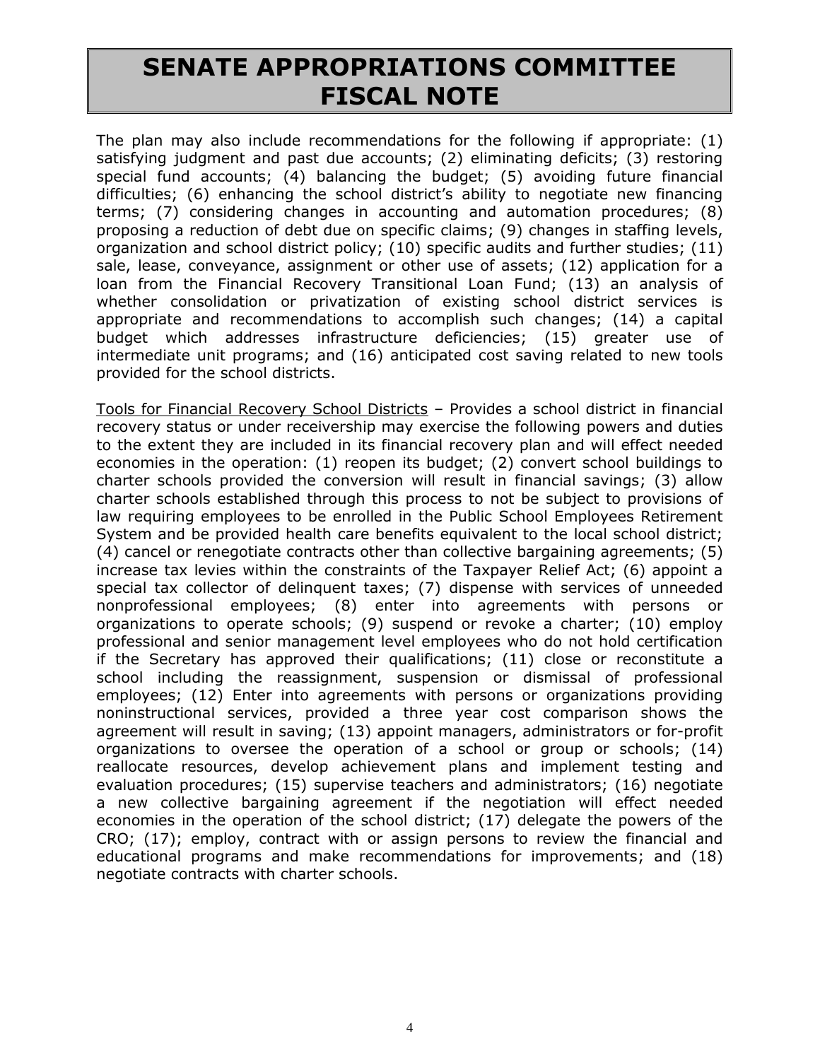# SENATE APPROPRIATIONS COMMITTEE FISCAL NOTE

The plan may also include recommendations for the following if appropriate: (1) satisfying judgment and past due accounts; (2) eliminating deficits; (3) restoring special fund accounts; (4) balancing the budget; (5) avoiding future financial difficulties; (6) enhancing the school district's ability to negotiate new financing terms; (7) considering changes in accounting and automation procedures; (8) proposing a reduction of debt due on specific claims; (9) changes in staffing levels, organization and school district policy; (10) specific audits and further studies; (11) sale, lease, conveyance, assignment or other use of assets; (12) application for a loan from the Financial Recovery Transitional Loan Fund; (13) an analysis of whether consolidation or privatization of existing school district services is appropriate and recommendations to accomplish such changes; (14) a capital budget which addresses infrastructure deficiencies; (15) greater use of intermediate unit programs; and (16) anticipated cost saving related to new tools provided for the school districts.

<u>Tools for Financial Recovery School Districts</u> – Provides a school district in financial recovery status or under receivership may exercise the following powers and duties to the extent they are included in its financial recovery plan and will effect needed economies in the operation: (1) reopen its budget; (2) convert school buildings to charter schools provided the conversion will result in financial savings; (3) allow charter schools established through this process to not be subject to provisions of law requiring employees to be enrolled in the Public School Employees Retirement System and be provided health care benefits equivalent to the local school district; (4) cancel or renegotiate contracts other than collective bargaining agreements; (5) increase tax levies within the constraints of the Taxpayer Relief Act; (6) appoint a special tax collector of delinquent taxes; (7) dispense with services of unneeded nonprofessional employees; (8) enter into agreements with persons or organizations to operate schools; (9) suspend or revoke a charter; (10) employ professional and senior management level employees who do not hold certification if the Secretary has approved their qualifications; (11) close or reconstitute a school including the reassignment, suspension or dismissal of professional employees; (12) Enter into agreements with persons or organizations providing noninstructional services, provided a three year cost comparison shows the agreement will result in saving; (13) appoint managers, administrators or for-profit organizations to oversee the operation of a school or group or schools; (14) reallocate resources, develop achievement plans and implement testing and evaluation procedures; (15) supervise teachers and administrators; (16) negotiate a new collective bargaining agreement if the negotiation will effect needed economies in the operation of the school district; (17) delegate the powers of the CRO; (17); employ, contract with or assign persons to review the financial and educational programs and make recommendations for improvements; and (18) negotiate contracts with charter schools.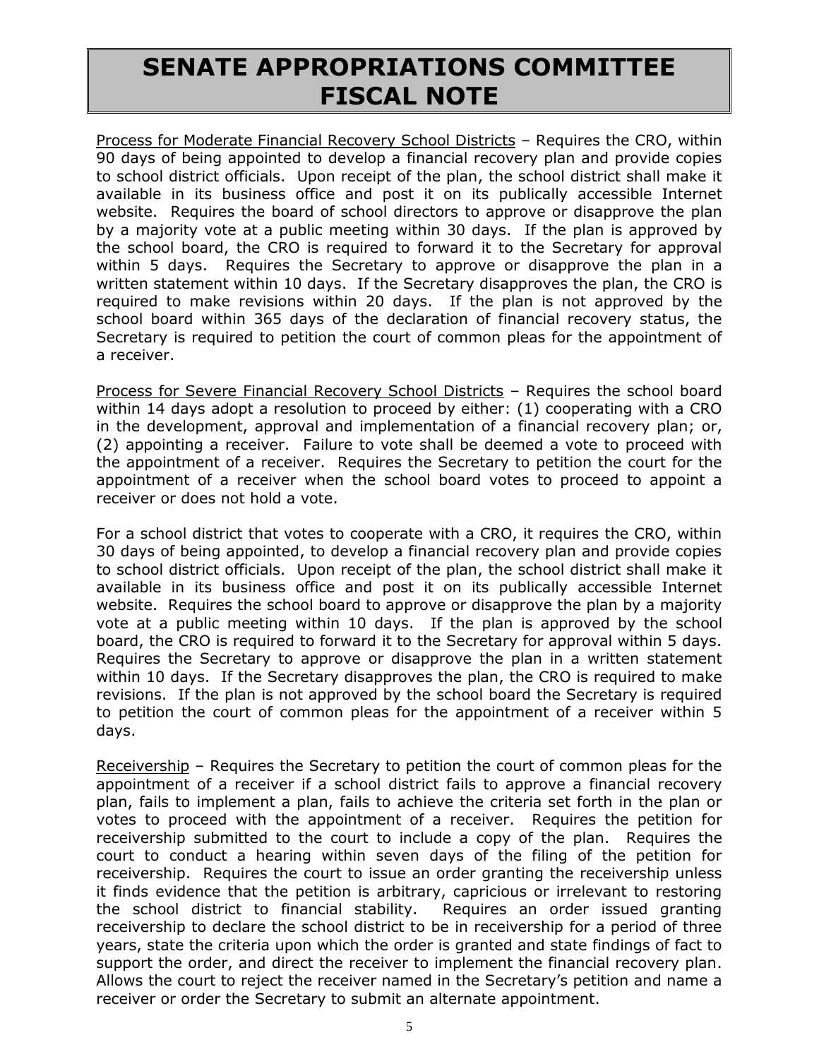# SENATE APPROPRIATIONS COMMITTEE FISCAL NOTE

<u>Process for Moderate Financial Recovery School Districts</u> – Requires the CRO, within 90 days of being appointed to develop a financial recovery plan and provide copies to school district officials. Upon receipt of the plan, the school district shall make it available in its business office and post it on its publically accessible Internet website. Requires the board of school directors to approve or disapprove the plan by a majority vote at a public meeting within 30 days. If the plan is approved by the school board, the CRO is required to forward it to the Secretary for approval within 5 days. Requires the Secretary to approve or disapprove the plan in a written statement within 10 days. If the Secretary disapproves the plan, the CRO is required to make revisions within 20 days. If the plan is not approved by the school board within 365 days of the declaration of financial recovery status, the Secretary is required to petition the court of common pleas for the appointment of a receiver.

<u>Process for Severe Financial Recovery School Districts</u> – Requires the school board within 14 days adopt a resolution to proceed by either: (1) cooperating with a CRO in the development, approval and implementation of a financial recovery plan; or, (2) appointing a receiver. Failure to vote shall be deemed a vote to proceed with the appointment of a receiver. Requires the Secretary to petition the court for the appointment of a receiver when the school board votes to proceed to appoint a receiver or does not hold a vote.

For a school district that votes to cooperate with a CRO, it requires the CRO, within 30 days of being appointed, to develop a financial recovery plan and provide copies to school district officials. Upon receipt of the plan, the school district shall make it available in its business office and post it on its publically accessible Internet website. Requires the school board to approve or disapprove the plan by a majority vote at a public meeting within 10 days. If the plan is approved by the school board, the CRO is required to forward it to the Secretary for approval within 5 days. Requires the Secretary to approve or disapprove the plan in a written statement within 10 days. If the Secretary disapproves the plan, the CRO is required to make revisions. If the plan is not approved by the school board the Secretary is required to petition the court of common pleas for the appointment of a receiver within 5 days.

<u>Receivership</u> – Requires the Secretary to petition the court of common pleas for the appointment of a receiver if a school district fails to approve a financial recovery plan, fails to implement a plan, fails to achieve the criteria set forth in the plan or votes to proceed with the appointment of a receiver. Requires the petition for receivership submitted to the court to include a copy of the plan. Requires the court to conduct a hearing within seven days of the filing of the petition for receivership. Requires the court to issue an order granting the receivership unless it finds evidence that the petition is arbitrary, capricious or irrelevant to restoring the school district to financial stability. Requires an order issued granting receivership to declare the school district to be in receivership for a period of three years, state the criteria upon which the order is granted and state findings of fact to support the order, and direct the receiver to implement the financial recovery plan. Allows the court to reject the receiver named in the Secretary's petition and name a receiver or order the Secretary to submit an alternate appointment.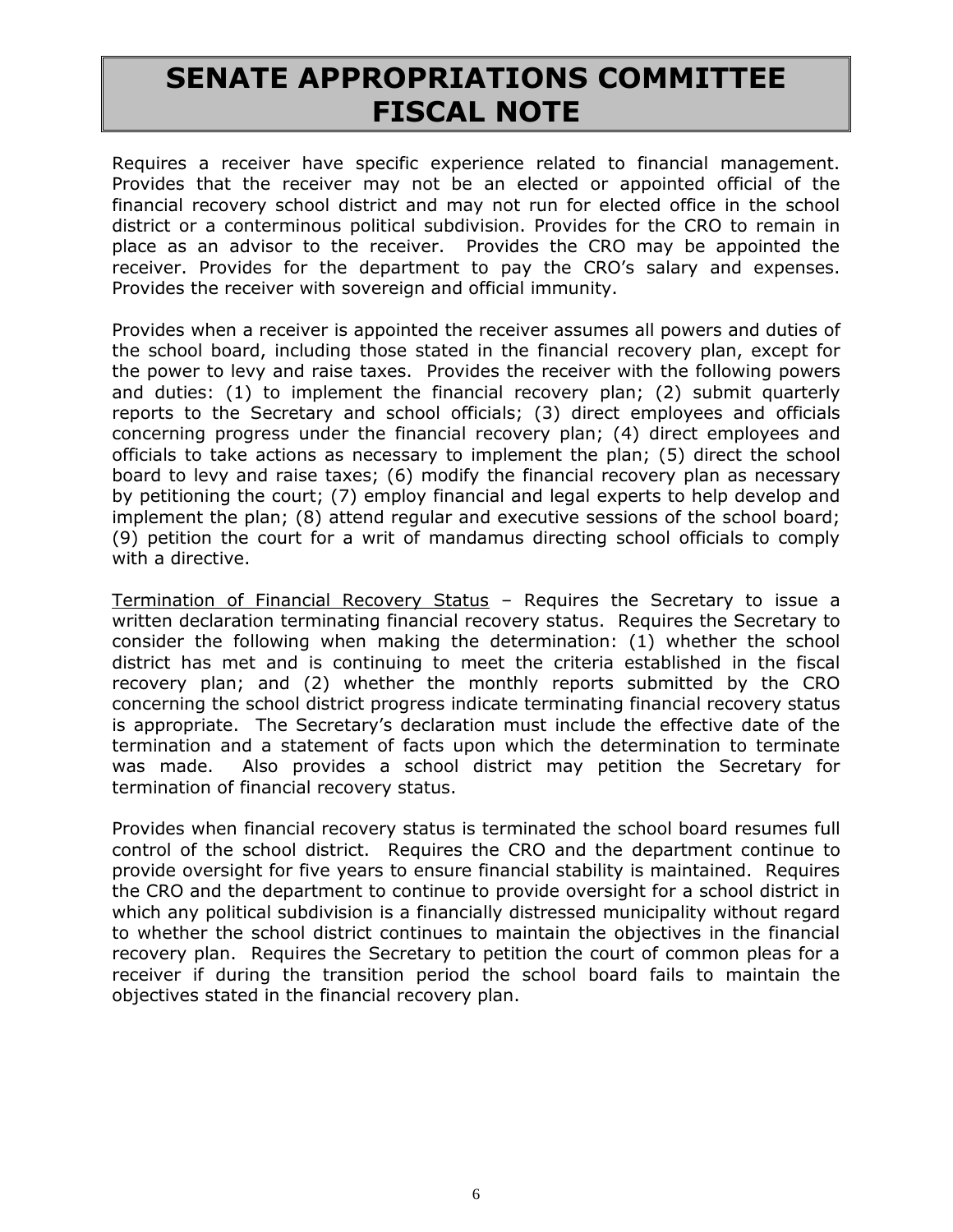# SENATE APPROPRIATIONS COMMITTEE FISCAL NOTE

Requires a receiver have specific experience related to financial management. Provides that the receiver may not be an elected or appointed official of the financial recovery school district and may not run for elected office in the school district or a conterminous political subdivision. Provides for the CRO to remain in place as an advisor to the receiver. Provides the CRO may be appointed the receiver. Provides for the department to pay the CRO's salary and expenses. Provides the receiver with sovereign and official immunity.

Provides when a receiver is appointed the receiver assumes all powers and duties of the school board, including those stated in the financial recovery plan, except for the power to levy and raise taxes. Provides the receiver with the following powers and duties: (1) to implement the financial recovery plan; (2) submit quarterly reports to the Secretary and school officials; (3) direct employees and officials concerning progress under the financial recovery plan; (4) direct employees and officials to take actions as necessary to implement the plan; (5) direct the school board to levy and raise taxes; (6) modify the financial recovery plan as necessary by petitioning the court; (7) employ financial and legal experts to help develop and implement the plan; (8) attend regular and executive sessions of the school board; (9) petition the court for a writ of mandamus directing school officials to comply with a directive.

<u>Termination of Financial Recovery Status</u> – Requires the Secretary to issue a written declaration terminating financial recovery status. Requires the Secretary to consider the following when making the determination: (1) whether the school district has met and is continuing to meet the criteria established in the fiscal recovery plan; and (2) whether the monthly reports submitted by the CRO concerning the school district progress indicate terminating financial recovery status is appropriate. The Secretary's declaration must include the effective date of the termination and a statement of facts upon which the determination to terminate was made. Also provides a school district may petition the Secretary for termination of financial recovery status.

Provides when financial recovery status is terminated the school board resumes full control of the school district. Requires the CRO and the department continue to provide oversight for five years to ensure financial stability is maintained. Requires the CRO and the department to continue to provide oversight for a school district in which any political subdivision is a financially distressed municipality without regard to whether the school district continues to maintain the objectives in the financial recovery plan. Requires the Secretary to petition the court of common pleas for a receiver if during the transition period the school board fails to maintain the objectives stated in the financial recovery plan.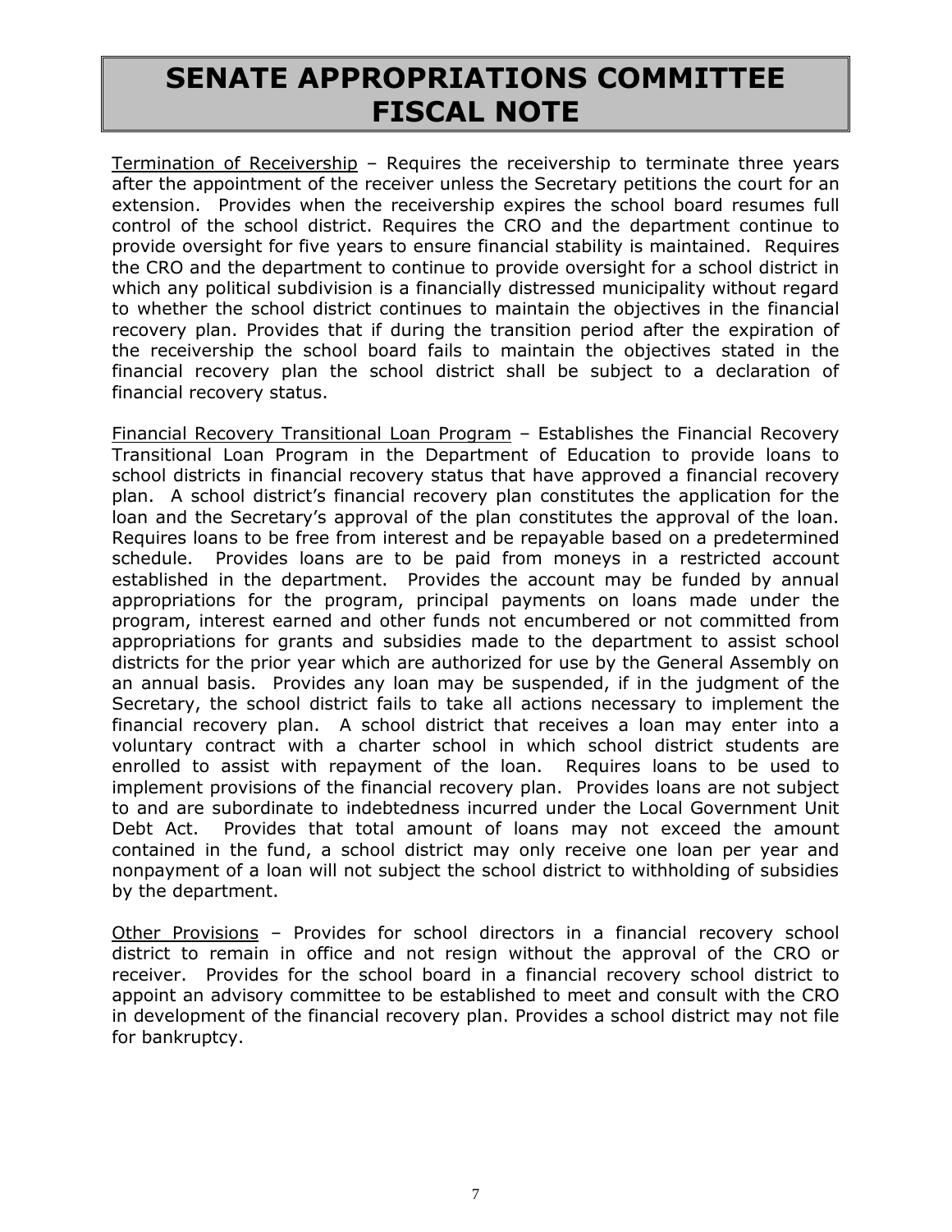# SENATE APPROPRIATIONS COMMITTEE FISCAL NOTE

Termination of Receivership – Requires the receivership to terminate three years after the appointment of the receiver unless the Secretary petitions the court for an extension. Provides when the receivership expires the school board resumes full control of the school district. Requires the CRO and the department continue to provide oversight for five years to ensure financial stability is maintained. Requires the CRO and the department to continue to provide oversight for a school district in which any political subdivision is a financially distressed municipality without regard to whether the school district continues to maintain the objectives in the financial recovery plan. Provides that if during the transition period after the expiration of the receivership the school board fails to maintain the objectives stated in the financial recovery plan the school district shall be subject to a declaration of financial recovery status.

Financial Recovery Transitional Loan Program – Establishes the Financial Recovery Transitional Loan Program in the Department of Education to provide loans to school districts in financial recovery status that have approved a financial recovery plan. A school district's financial recovery plan constitutes the application for the loan and the Secretary's approval of the plan constitutes the approval of the loan. Requires loans to be free from interest and be repayable based on a predetermined schedule. Provides loans are to be paid from moneys in a restricted account established in the department. Provides the account may be funded by annual appropriations for the program, principal payments on loans made under the program, interest earned and other funds not encumbered or not committed from appropriations for grants and subsidies made to the department to assist school districts for the prior year which are authorized for use by the General Assembly on an annual basis. Provides any loan may be suspended, if in the judgment of the Secretary, the school district fails to take all actions necessary to implement the financial recovery plan. A school district that receives a loan may enter into a voluntary contract with a charter school in which school district students are enrolled to assist with repayment of the loan. Requires loans to be used to implement provisions of the financial recovery plan. Provides loans are not subject to and are subordinate to indebtedness incurred under the Local Government Unit Debt Act. Provides that total amount of loans may not exceed the amount contained in the fund, a school district may only receive one loan per year and nonpayment of a loan will not subject the school district to withholding of subsidies by the department.

Other Provisions – Provides for school directors in a financial recovery school district to remain in office and not resign without the approval of the CRO or receiver. Provides for the school board in a financial recovery school district to appoint an advisory committee to be established to meet and consult with the CRO in development of the financial recovery plan. Provides a school district may not file for bankruptcy.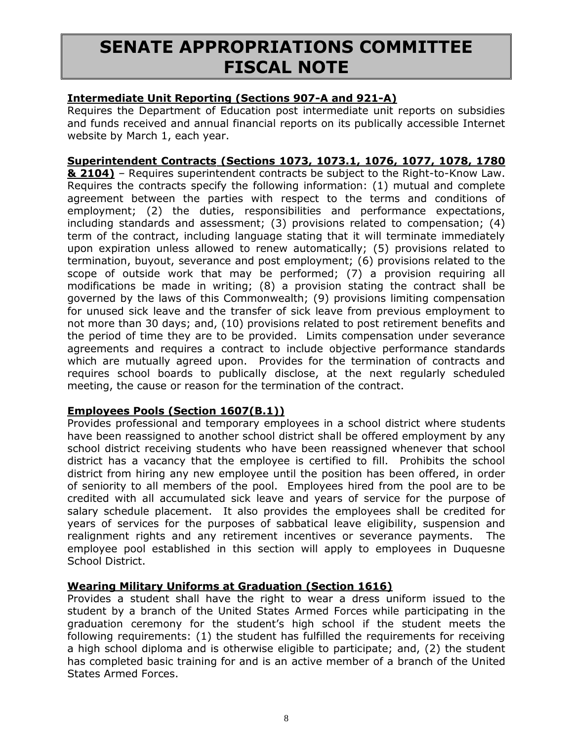# SENATE APPROPRIATIONS COMMITTEE FISCAL NOTE

**Intermediate Unit Reporting (Sections 907-A and 921-A)**
Requires the Department of Education post intermediate unit reports on subsidies and funds received and annual financial reports on its publically accessible Internet website by March 1, each year.

**Superintendent Contracts (Sections 1073, 1073.1, 1076, 1077, 1078, 1780 & 2104)** – Requires superintendent contracts be subject to the Right-to-Know Law. Requires the contracts specify the following information: (1) mutual and complete agreement between the parties with respect to the terms and conditions of employment; (2) the duties, responsibilities and performance expectations, including standards and assessment; (3) provisions related to compensation; (4) term of the contract, including language stating that it will terminate immediately upon expiration unless allowed to renew automatically; (5) provisions related to termination, buyout, severance and post employment; (6) provisions related to the scope of outside work that may be performed; (7) a provision requiring all modifications be made in writing; (8) a provision stating the contract shall be governed by the laws of this Commonwealth; (9) provisions limiting compensation for unused sick leave and the transfer of sick leave from previous employment to not more than 30 days; and, (10) provisions related to post retirement benefits and the period of time they are to be provided. Limits compensation under severance agreements and requires a contract to include objective performance standards which are mutually agreed upon. Provides for the termination of contracts and requires school boards to publically disclose, at the next regularly scheduled meeting, the cause or reason for the termination of the contract.

**Employees Pools (Section 1607(B.1))**
Provides professional and temporary employees in a school district where students have been reassigned to another school district shall be offered employment by any school district receiving students who have been reassigned whenever that school district has a vacancy that the employee is certified to fill. Prohibits the school district from hiring any new employee until the position has been offered, in order of seniority to all members of the pool. Employees hired from the pool are to be credited with all accumulated sick leave and years of service for the purpose of salary schedule placement. It also provides the employees shall be credited for years of services for the purposes of sabbatical leave eligibility, suspension and realignment rights and any retirement incentives or severance payments. The employee pool established in this section will apply to employees in Duquesne School District.

**Wearing Military Uniforms at Graduation (Section 1616)**
Provides a student shall have the right to wear a dress uniform issued to the student by a branch of the United States Armed Forces while participating in the graduation ceremony for the student's high school if the student meets the following requirements: (1) the student has fulfilled the requirements for receiving a high school diploma and is otherwise eligible to participate; and, (2) the student has completed basic training for and is an active member of a branch of the United States Armed Forces.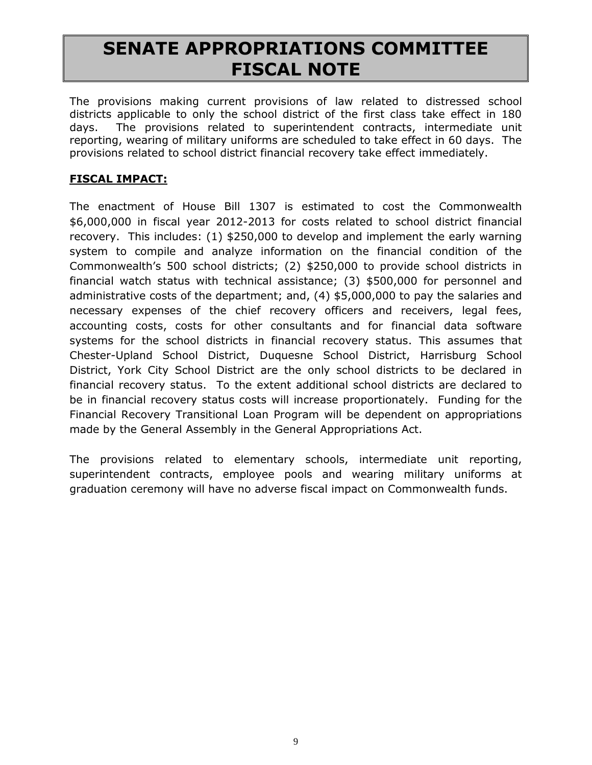# SENATE APPROPRIATIONS COMMITTEE FISCAL NOTE

The provisions making current provisions of law related to distressed school districts applicable to only the school district of the first class take effect in 180 days. The provisions related to superintendent contracts, intermediate unit reporting, wearing of military uniforms are scheduled to take effect in 60 days. The provisions related to school district financial recovery take effect immediately.

**FISCAL IMPACT:**

The enactment of House Bill 1307 is estimated to cost the Commonwealth $6,000,000 in fiscal year 2012-2013 for costs related to school district financial recovery. This includes: (1) $250,000 to develop and implement the early warning system to compile and analyze information on the financial condition of the Commonwealth's 500 school districts; (2) $250,000 to provide school districts in financial watch status with technical assistance; (3) $500,000 for personnel and administrative costs of the department; and, (4) $5,000,000 to pay the salaries and necessary expenses of the chief recovery officers and receivers, legal fees, accounting costs, costs for other consultants and for financial data software systems for the school districts in financial recovery status. This assumes that Chester-Upland School District, Duquesne School District, Harrisburg School District, York City School District are the only school districts to be declared in financial recovery status. To the extent additional school districts are declared to be in financial recovery status costs will increase proportionately. Funding for the Financial Recovery Transitional Loan Program will be dependent on appropriations made by the General Assembly in the General Appropriations Act.

The provisions related to elementary schools, intermediate unit reporting, superintendent contracts, employee pools and wearing military uniforms at graduation ceremony will have no adverse fiscal impact on Commonwealth funds.